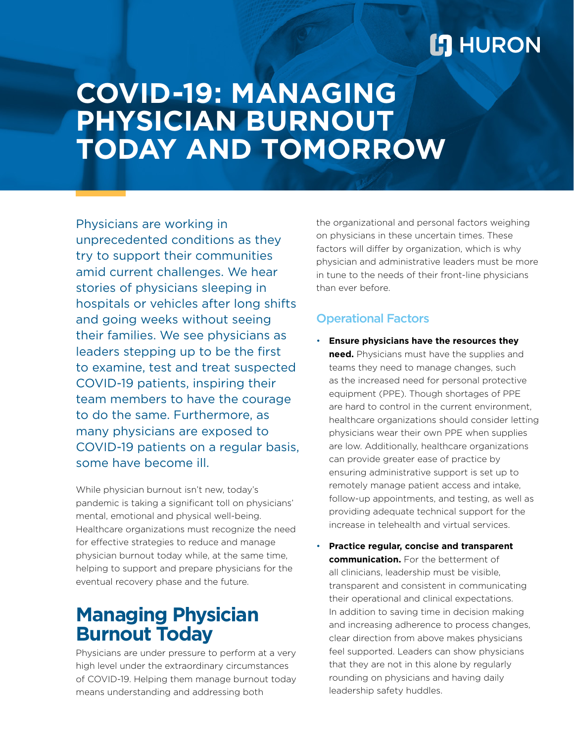HURON

# COVID-19: MANAGING PHYSICIAN BURNOUT TODAY AND TOMORROW

Physicians are working in unprecedented conditions as they try to support their communities amid current challenges. We hear stories of physicians sleeping in hospitals or vehicles after long shifts and going weeks without seeing their families. We see physicians as leaders stepping up to be the first to examine, test and treat suspected COVID-19 patients, inspiring their team members to have the courage to do the same. Furthermore, as many physicians are exposed to COVID-19 patients on a regular basis, some have become ill.

While physician burnout isn't new, today's pandemic is taking a significant toll on physicians' mental, emotional and physical well-being. Healthcare organizations must recognize the need for effective strategies to reduce and manage physician burnout today while, at the same time, helping to support and prepare physicians for the eventual recovery phase and the future.

## Managing Physician Burnout Today

Physicians are under pressure to perform at a very high level under the extraordinary circumstances of COVID-19. Helping them manage burnout today means understanding and addressing both the organizational and personal factors weighing on physicians in these uncertain times. These factors will differ by organization, which is why physician and administrative leaders must be more in tune to the needs of their front-line physicians than ever before.

### Operational Factors

- **Ensure physicians have the resources they need.** Physicians must have the supplies and teams they need to manage changes, such as the increased need for personal protective equipment (PPE). Though shortages of PPE are hard to control in the current environment, healthcare organizations should consider letting physicians wear their own PPE when supplies are low. Additionally, healthcare organizations can provide greater ease of practice by ensuring administrative support is set up to remotely manage patient access and intake, follow-up appointments, and testing, as well as providing adequate technical support for the increase in telehealth and virtual services.
- **Practice regular, concise and transparent communication.** For the betterment of all clinicians, leadership must be visible, transparent and consistent in communicating their operational and clinical expectations. In addition to saving time in decision making and increasing adherence to process changes, clear direction from above makes physicians feel supported. Leaders can show physicians that they are not in this alone by regularly rounding on physicians and having daily leadership safety huddles.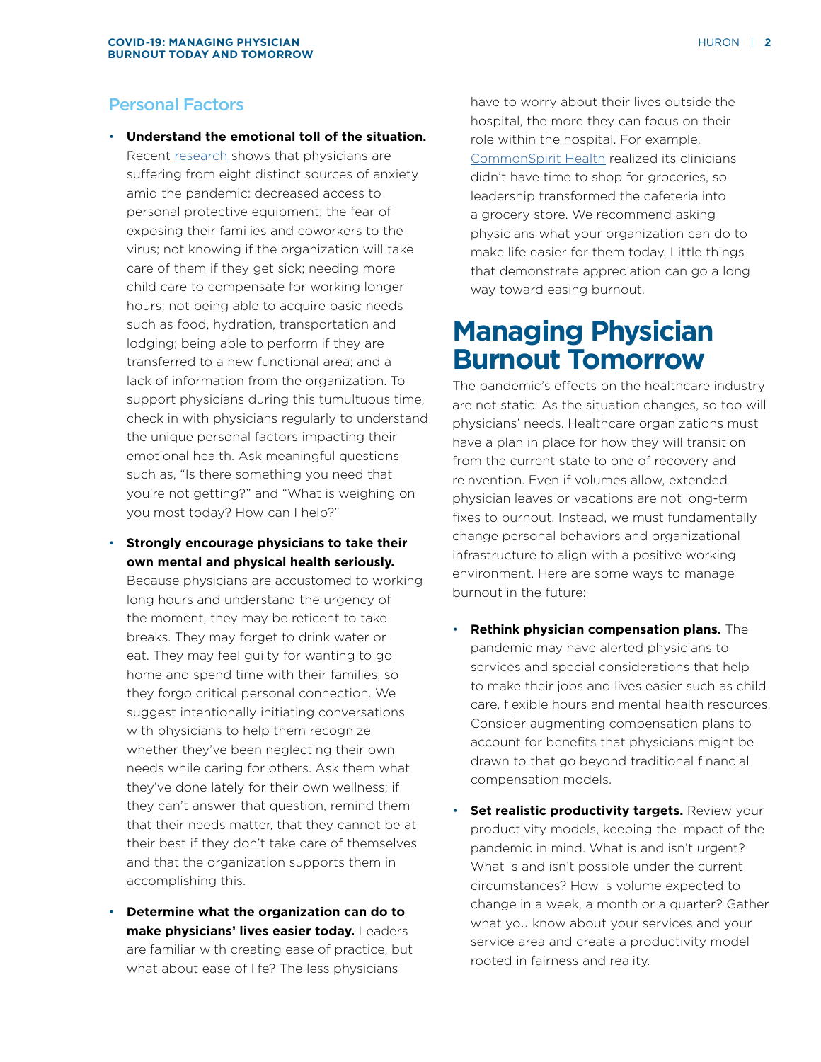## Personal Factors

- **Understand the emotional toll of the situation.** Recent research shows that physicians are suffering from eight distinct sources of anxiety amid the pandemic: decreased access to personal protective equipment; the fear of exposing their families and coworkers to the virus; not knowing if the organization will take care of them if they get sick; needing more child care to compensate for working longer hours; not being able to acquire basic needs such as food, hydration, transportation and lodging; being able to perform if they are transferred to a new functional area; and a lack of information from the organization. To support physicians during this tumultuous time, check in with physicians regularly to understand the unique personal factors impacting their emotional health. Ask meaningful questions such as, "Is there something you need that you're not getting?" and "What is weighing on you most today? How can I help?"

- **Strongly encourage physicians to take their own mental and physical health seriously.** Because physicians are accustomed to working long hours and understand the urgency of the moment, they may be reticent to take breaks. They may forget to drink water or eat. They may feel guilty for wanting to go home and spend time with their families, so they forgo critical personal connection. We suggest intentionally initiating conversations with physicians to help them recognize whether they've been neglecting their own needs while caring for others. Ask them what they've done lately for their own wellness; if they can't answer that question, remind them that their needs matter, that they cannot be at their best if they don't take care of themselves and that the organization supports them in accomplishing this.

- **Determine what the organization can do to make physicians' lives easier today.** Leaders are familiar with creating ease of practice, but what about ease of life? The less physicians have to worry about their lives outside the hospital, the more they can focus on their role within the hospital. For example, CommonSpirit Health realized its clinicians didn't have time to shop for groceries, so leadership transformed the cafeteria into a grocery store. We recommend asking physicians what your organization can do to make life easier for them today. Little things that demonstrate appreciation can go a long way toward easing burnout.

# Managing Physician Burnout Tomorrow

The pandemic's effects on the healthcare industry are not static. As the situation changes, so too will physicians' needs. Healthcare organizations must have a plan in place for how they will transition from the current state to one of recovery and reinvention. Even if volumes allow, extended physician leaves or vacations are not long-term fixes to burnout. Instead, we must fundamentally change personal behaviors and organizational infrastructure to align with a positive working environment. Here are some ways to manage burnout in the future:

- **Rethink physician compensation plans.** The pandemic may have alerted physicians to services and special considerations that help to make their jobs and lives easier such as child care, flexible hours and mental health resources. Consider augmenting compensation plans to account for benefits that physicians might be drawn to that go beyond traditional financial compensation models.

- **Set realistic productivity targets.** Review your productivity models, keeping the impact of the pandemic in mind. What is and isn't urgent? What is and isn't possible under the current circumstances? How is volume expected to change in a week, a month or a quarter? Gather what you know about your services and your service area and create a productivity model rooted in fairness and reality.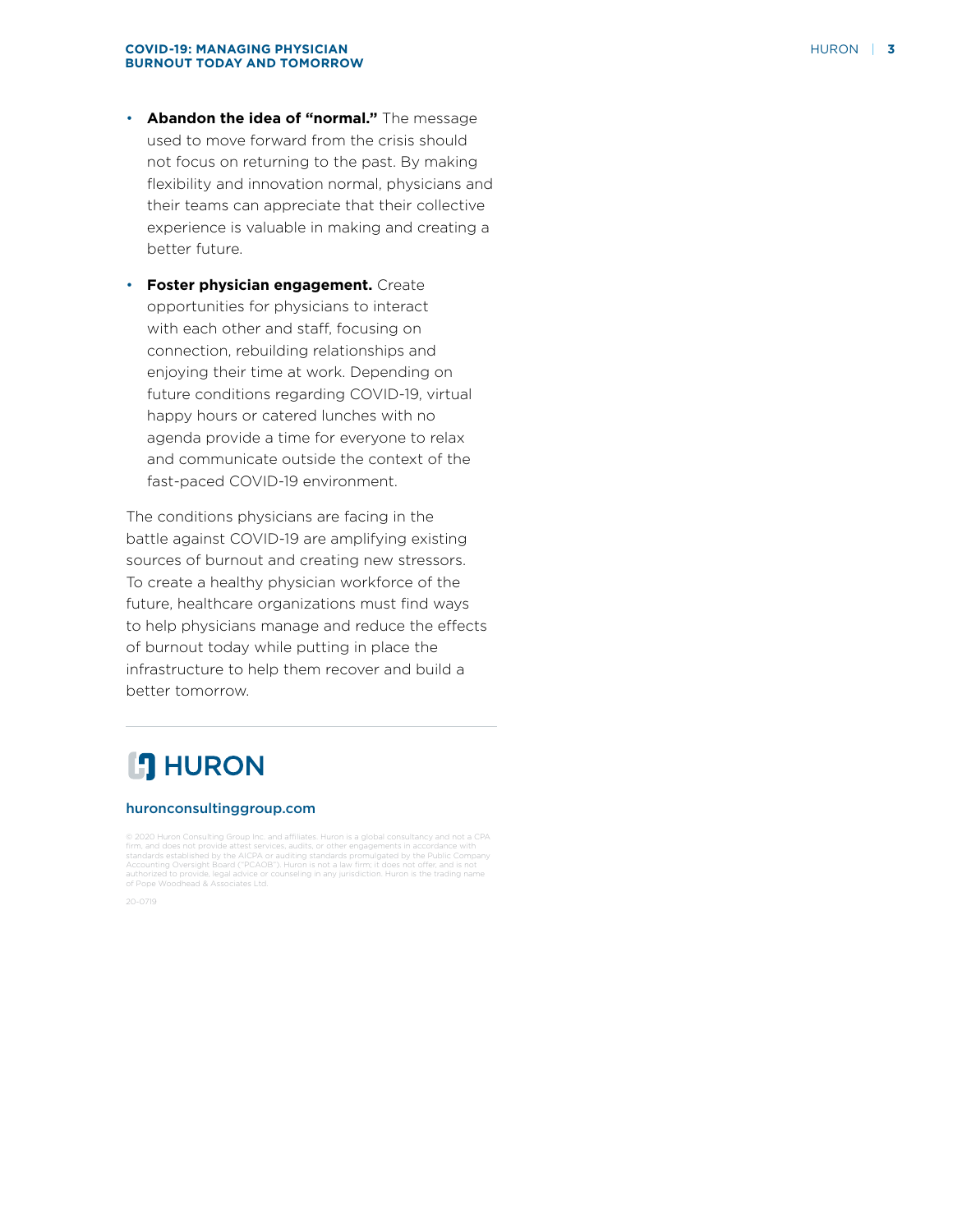- **Abandon the idea of "normal."** The message used to move forward from the crisis should not focus on returning to the past. By making flexibility and innovation normal, physicians and their teams can appreciate that their collective experience is valuable in making and creating a better future.

- **Foster physician engagement.** Create opportunities for physicians to interact with each other and staff, focusing on connection, rebuilding relationships and enjoying their time at work. Depending on future conditions regarding COVID-19, virtual happy hours or catered lunches with no agenda provide a time for everyone to relax and communicate outside the context of the fast-paced COVID-19 environment.

The conditions physicians are facing in the battle against COVID-19 are amplifying existing sources of burnout and creating new stressors. To create a healthy physician workforce of the future, healthcare organizations must find ways to help physicians manage and reduce the effects of burnout today while putting in place the infrastructure to help them recover and build a better tomorrow.

---

HURON

huronconsultinggroup.com

© 2020 Huron Consulting Group Inc. and affiliates. Huron is a global consultancy and not a CPA firm, and does not provide attest services, audits, or other engagements in accordance with standards established by the AICPA or auditing standards promulgated by the Public Company Accounting Oversight Board ("PCAOB"). Huron is not a law firm; it does not offer, and is not authorized to provide, legal advice or counseling in any jurisdiction. Huron is the trading name of Pope Woodhead & Associates Ltd.

20-0719